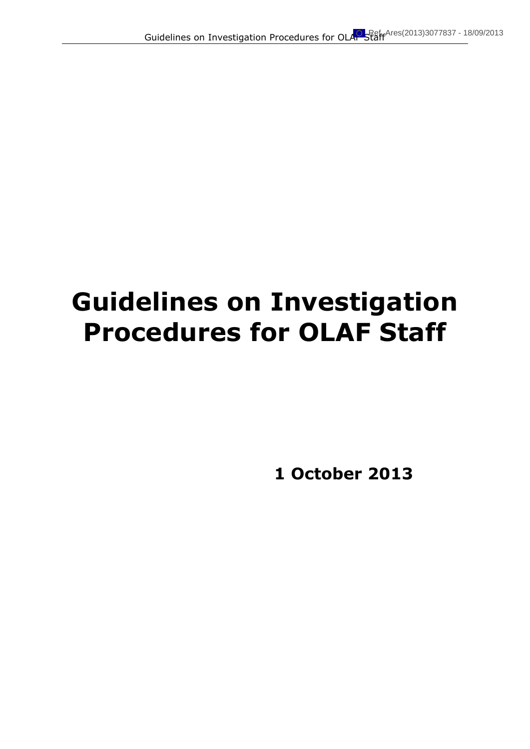# Guidelines on Investigation Procedures for OLAF Staff

**1 October 2013**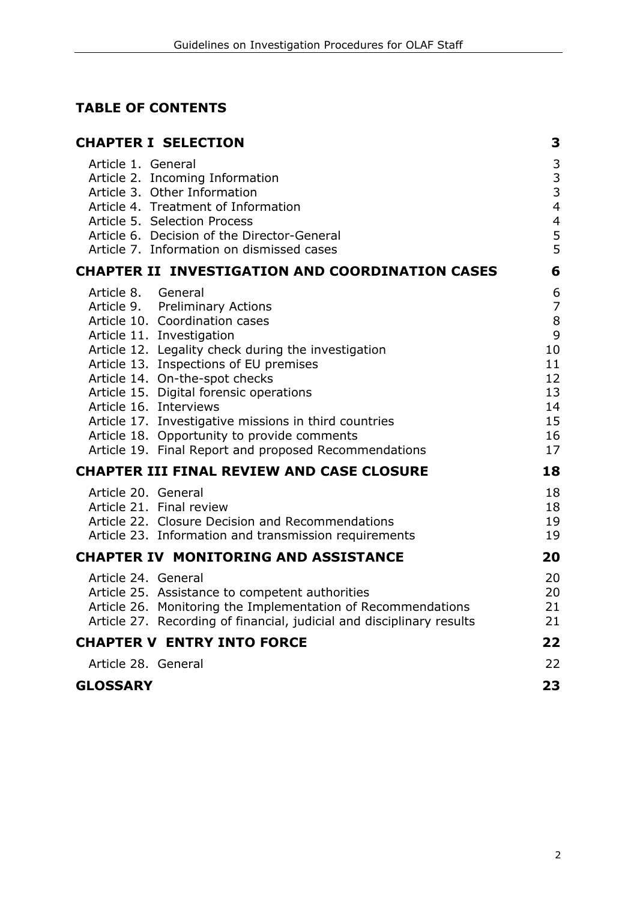## TABLE OF CONTENTS

| | |
|---|---|
| **CHAPTER I SELECTION** | **3** |
| Article 1. General | 3 |
| Article 2. Incoming Information | 3 |
| Article 3. Other Information | 3 |
| Article 4. Treatment of Information | 4 |
| Article 5. Selection Process | 4 |
| Article 6. Decision of the Director-General | 5 |
| Article 7. Information on dismissed cases | 5 |
| **CHAPTER II INVESTIGATION AND COORDINATION CASES** | **6** |
| Article 8. General | 6 |
| Article 9. Preliminary Actions | 7 |
| Article 10. Coordination cases | 8 |
| Article 11. Investigation | 9 |
| Article 12. Legality check during the investigation | 10 |
| Article 13. Inspections of EU premises | 11 |
| Article 14. On-the-spot checks | 12 |
| Article 15. Digital forensic operations | 13 |
| Article 16. Interviews | 14 |
| Article 17. Investigative missions in third countries | 15 |
| Article 18. Opportunity to provide comments | 16 |
| Article 19. Final Report and proposed Recommendations | 17 |
| **CHAPTER III FINAL REVIEW AND CASE CLOSURE** | **18** |
| Article 20. General | 18 |
| Article 21. Final review | 18 |
| Article 22. Closure Decision and Recommendations | 19 |
| Article 23. Information and transmission requirements | 19 |
| **CHAPTER IV MONITORING AND ASSISTANCE** | **20** |
| Article 24. General | 20 |
| Article 25. Assistance to competent authorities | 20 |
| Article 26. Monitoring the Implementation of Recommendations | 21 |
| Article 27. Recording of financial, judicial and disciplinary results | 21 |
| **CHAPTER V ENTRY INTO FORCE** | **22** |
| Article 28. General | 22 |
| **GLOSSARY** | **23** |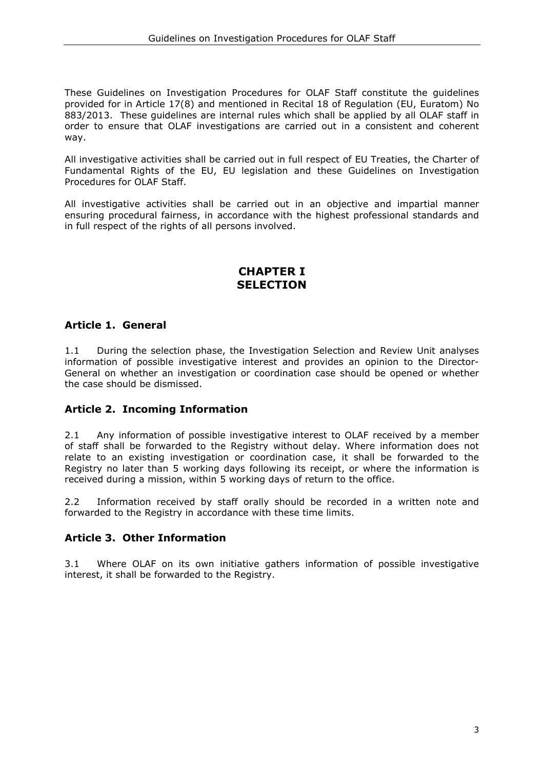These Guidelines on Investigation Procedures for OLAF Staff constitute the guidelines provided for in Article 17(8) and mentioned in Recital 18 of Regulation (EU, Euratom) No 883/2013. These guidelines are internal rules which shall be applied by all OLAF staff in order to ensure that OLAF investigations are carried out in a consistent and coherent way.

All investigative activities shall be carried out in full respect of EU Treaties, the Charter of Fundamental Rights of the EU, EU legislation and these Guidelines on Investigation Procedures for OLAF Staff.

All investigative activities shall be carried out in an objective and impartial manner ensuring procedural fairness, in accordance with the highest professional standards and in full respect of the rights of all persons involved.

# CHAPTER I
# SELECTION

## Article 1. General

1.1 During the selection phase, the Investigation Selection and Review Unit analyses information of possible investigative interest and provides an opinion to the Director-General on whether an investigation or coordination case should be opened or whether the case should be dismissed.

## Article 2. Incoming Information

2.1 Any information of possible investigative interest to OLAF received by a member of staff shall be forwarded to the Registry without delay. Where information does not relate to an existing investigation or coordination case, it shall be forwarded to the Registry no later than 5 working days following its receipt, or where the information is received during a mission, within 5 working days of return to the office.

2.2 Information received by staff orally should be recorded in a written note and forwarded to the Registry in accordance with these time limits.

## Article 3. Other Information

3.1 Where OLAF on its own initiative gathers information of possible investigative interest, it shall be forwarded to the Registry.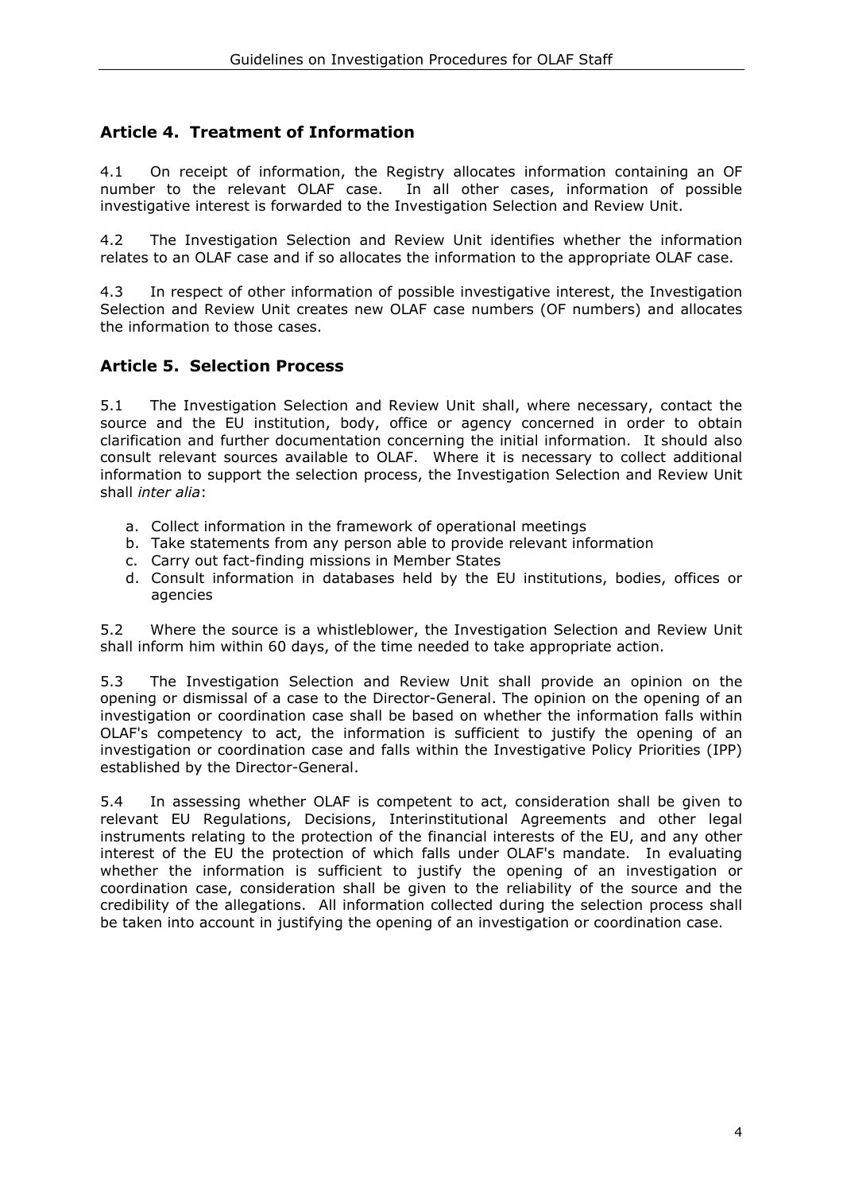## Article 4. Treatment of Information

4.1 On receipt of information, the Registry allocates information containing an OF number to the relevant OLAF case. In all other cases, information of possible investigative interest is forwarded to the Investigation Selection and Review Unit.

4.2 The Investigation Selection and Review Unit identifies whether the information relates to an OLAF case and if so allocates the information to the appropriate OLAF case.

4.3 In respect of other information of possible investigative interest, the Investigation Selection and Review Unit creates new OLAF case numbers (OF numbers) and allocates the information to those cases.

## Article 5. Selection Process

5.1 The Investigation Selection and Review Unit shall, where necessary, contact the source and the EU institution, body, office or agency concerned in order to obtain clarification and further documentation concerning the initial information. It should also consult relevant sources available to OLAF. Where it is necessary to collect additional information to support the selection process, the Investigation Selection and Review Unit shall *inter alia*:

a. Collect information in the framework of operational meetings
b. Take statements from any person able to provide relevant information
c. Carry out fact-finding missions in Member States
d. Consult information in databases held by the EU institutions, bodies, offices or agencies

5.2 Where the source is a whistleblower, the Investigation Selection and Review Unit shall inform him within 60 days, of the time needed to take appropriate action.

5.3 The Investigation Selection and Review Unit shall provide an opinion on the opening or dismissal of a case to the Director-General. The opinion on the opening of an investigation or coordination case shall be based on whether the information falls within OLAF's competency to act, the information is sufficient to justify the opening of an investigation or coordination case and falls within the Investigative Policy Priorities (IPP) established by the Director-General.

5.4 In assessing whether OLAF is competent to act, consideration shall be given to relevant EU Regulations, Decisions, Interinstitutional Agreements and other legal instruments relating to the protection of the financial interests of the EU, and any other interest of the EU the protection of which falls under OLAF's mandate. In evaluating whether the information is sufficient to justify the opening of an investigation or coordination case, consideration shall be given to the reliability of the source and the credibility of the allegations. All information collected during the selection process shall be taken into account in justifying the opening of an investigation or coordination case.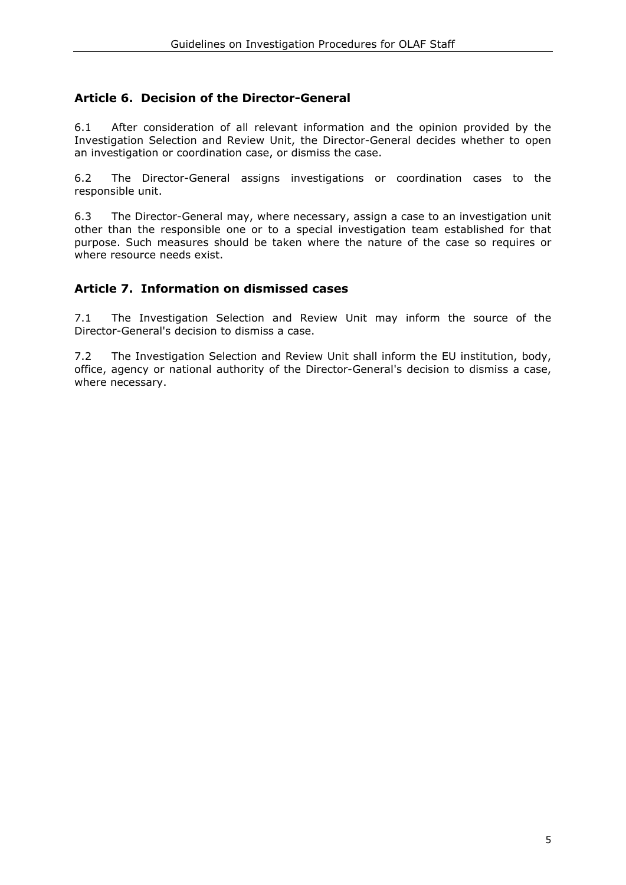## Article 6. Decision of the Director-General

6.1 After consideration of all relevant information and the opinion provided by the Investigation Selection and Review Unit, the Director-General decides whether to open an investigation or coordination case, or dismiss the case.

6.2 The Director-General assigns investigations or coordination cases to the responsible unit.

6.3 The Director-General may, where necessary, assign a case to an investigation unit other than the responsible one or to a special investigation team established for that purpose. Such measures should be taken where the nature of the case so requires or where resource needs exist.

## Article 7. Information on dismissed cases

7.1 The Investigation Selection and Review Unit may inform the source of the Director-General's decision to dismiss a case.

7.2 The Investigation Selection and Review Unit shall inform the EU institution, body, office, agency or national authority of the Director-General's decision to dismiss a case, where necessary.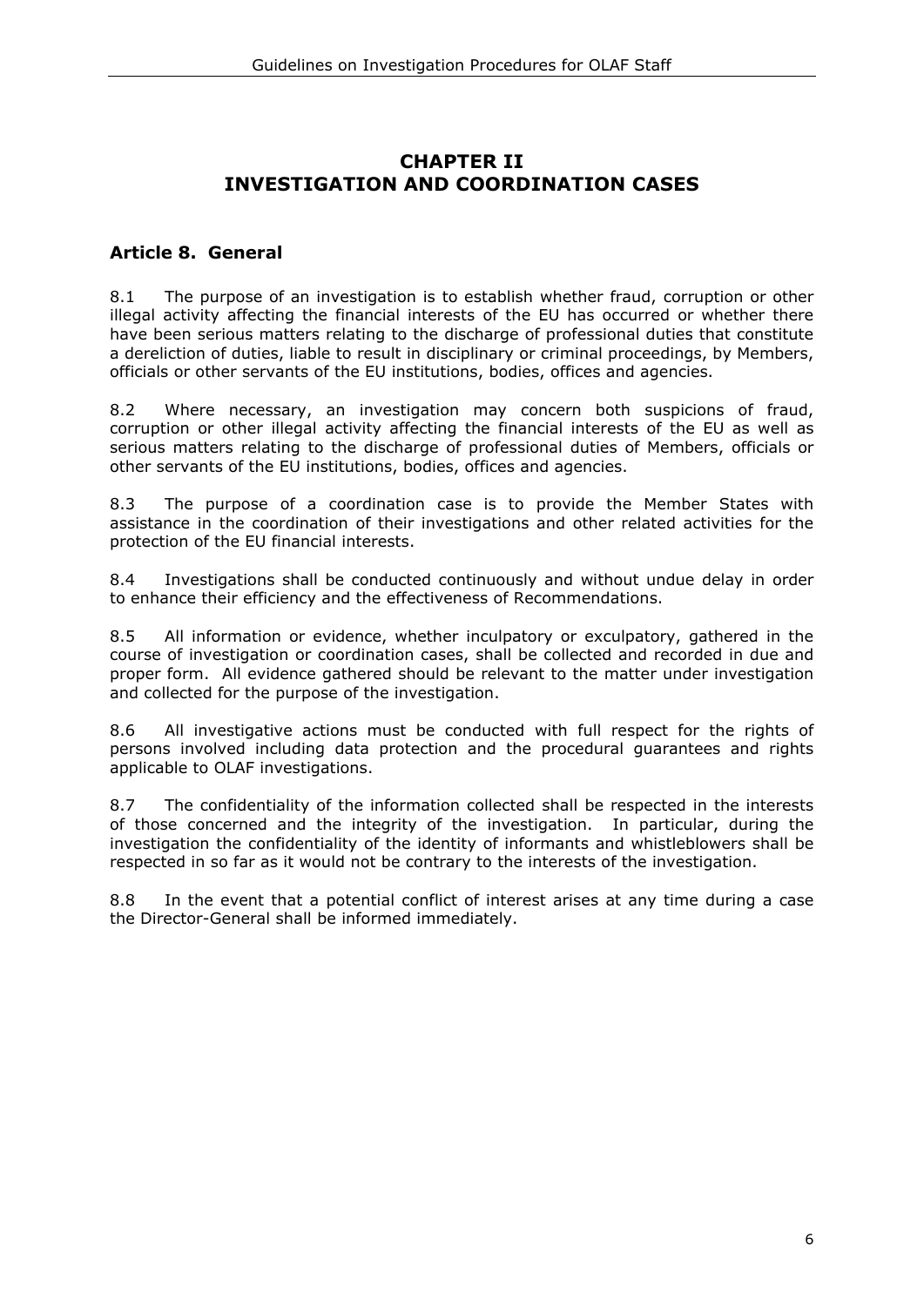# CHAPTER II
# INVESTIGATION AND COORDINATION CASES

## Article 8. General

8.1 The purpose of an investigation is to establish whether fraud, corruption or other illegal activity affecting the financial interests of the EU has occurred or whether there have been serious matters relating to the discharge of professional duties that constitute a dereliction of duties, liable to result in disciplinary or criminal proceedings, by Members, officials or other servants of the EU institutions, bodies, offices and agencies.

8.2 Where necessary, an investigation may concern both suspicions of fraud, corruption or other illegal activity affecting the financial interests of the EU as well as serious matters relating to the discharge of professional duties of Members, officials or other servants of the EU institutions, bodies, offices and agencies.

8.3 The purpose of a coordination case is to provide the Member States with assistance in the coordination of their investigations and other related activities for the protection of the EU financial interests.

8.4 Investigations shall be conducted continuously and without undue delay in order to enhance their efficiency and the effectiveness of Recommendations.

8.5 All information or evidence, whether inculpatory or exculpatory, gathered in the course of investigation or coordination cases, shall be collected and recorded in due and proper form. All evidence gathered should be relevant to the matter under investigation and collected for the purpose of the investigation.

8.6 All investigative actions must be conducted with full respect for the rights of persons involved including data protection and the procedural guarantees and rights applicable to OLAF investigations.

8.7 The confidentiality of the information collected shall be respected in the interests of those concerned and the integrity of the investigation. In particular, during the investigation the confidentiality of the identity of informants and whistleblowers shall be respected in so far as it would not be contrary to the interests of the investigation.

8.8 In the event that a potential conflict of interest arises at any time during a case the Director-General shall be informed immediately.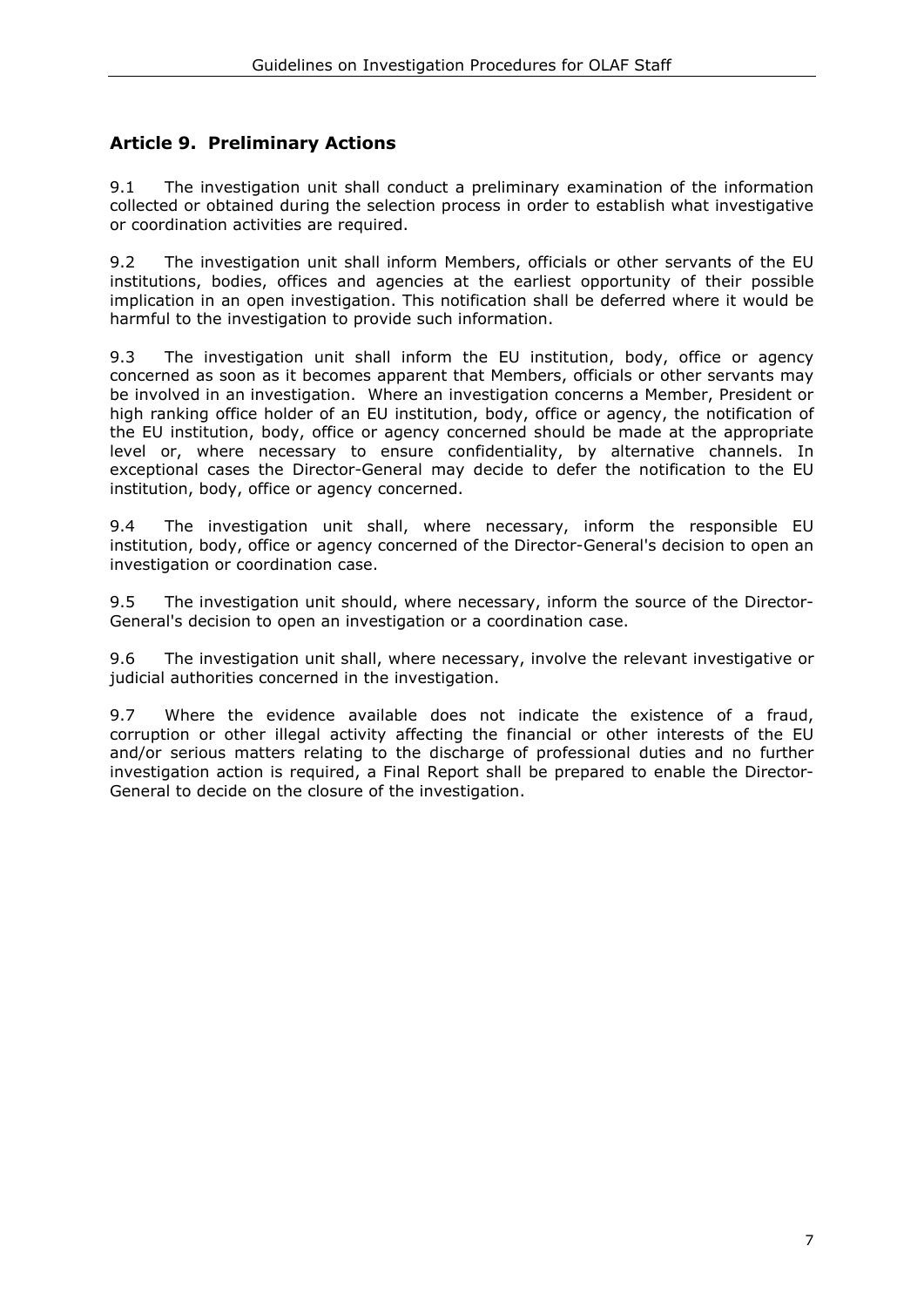## Article 9. Preliminary Actions

9.1 The investigation unit shall conduct a preliminary examination of the information collected or obtained during the selection process in order to establish what investigative or coordination activities are required.

9.2 The investigation unit shall inform Members, officials or other servants of the EU institutions, bodies, offices and agencies at the earliest opportunity of their possible implication in an open investigation. This notification shall be deferred where it would be harmful to the investigation to provide such information.

9.3 The investigation unit shall inform the EU institution, body, office or agency concerned as soon as it becomes apparent that Members, officials or other servants may be involved in an investigation. Where an investigation concerns a Member, President or high ranking office holder of an EU institution, body, office or agency, the notification of the EU institution, body, office or agency concerned should be made at the appropriate level or, where necessary to ensure confidentiality, by alternative channels. In exceptional cases the Director-General may decide to defer the notification to the EU institution, body, office or agency concerned.

9.4 The investigation unit shall, where necessary, inform the responsible EU institution, body, office or agency concerned of the Director-General's decision to open an investigation or coordination case.

9.5 The investigation unit should, where necessary, inform the source of the Director-General's decision to open an investigation or a coordination case.

9.6 The investigation unit shall, where necessary, involve the relevant investigative or judicial authorities concerned in the investigation.

9.7 Where the evidence available does not indicate the existence of a fraud, corruption or other illegal activity affecting the financial or other interests of the EU and/or serious matters relating to the discharge of professional duties and no further investigation action is required, a Final Report shall be prepared to enable the Director-General to decide on the closure of the investigation.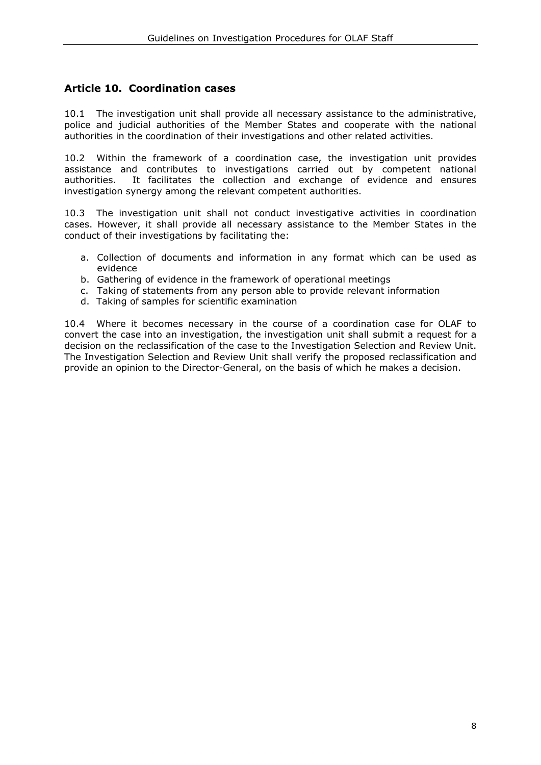## Article 10. Coordination cases

10.1 The investigation unit shall provide all necessary assistance to the administrative, police and judicial authorities of the Member States and cooperate with the national authorities in the coordination of their investigations and other related activities.

10.2 Within the framework of a coordination case, the investigation unit provides assistance and contributes to investigations carried out by competent national authorities. It facilitates the collection and exchange of evidence and ensures investigation synergy among the relevant competent authorities.

10.3 The investigation unit shall not conduct investigative activities in coordination cases. However, it shall provide all necessary assistance to the Member States in the conduct of their investigations by facilitating the:

a. Collection of documents and information in any format which can be used as evidence
b. Gathering of evidence in the framework of operational meetings
c. Taking of statements from any person able to provide relevant information
d. Taking of samples for scientific examination

10.4 Where it becomes necessary in the course of a coordination case for OLAF to convert the case into an investigation, the investigation unit shall submit a request for a decision on the reclassification of the case to the Investigation Selection and Review Unit. The Investigation Selection and Review Unit shall verify the proposed reclassification and provide an opinion to the Director-General, on the basis of which he makes a decision.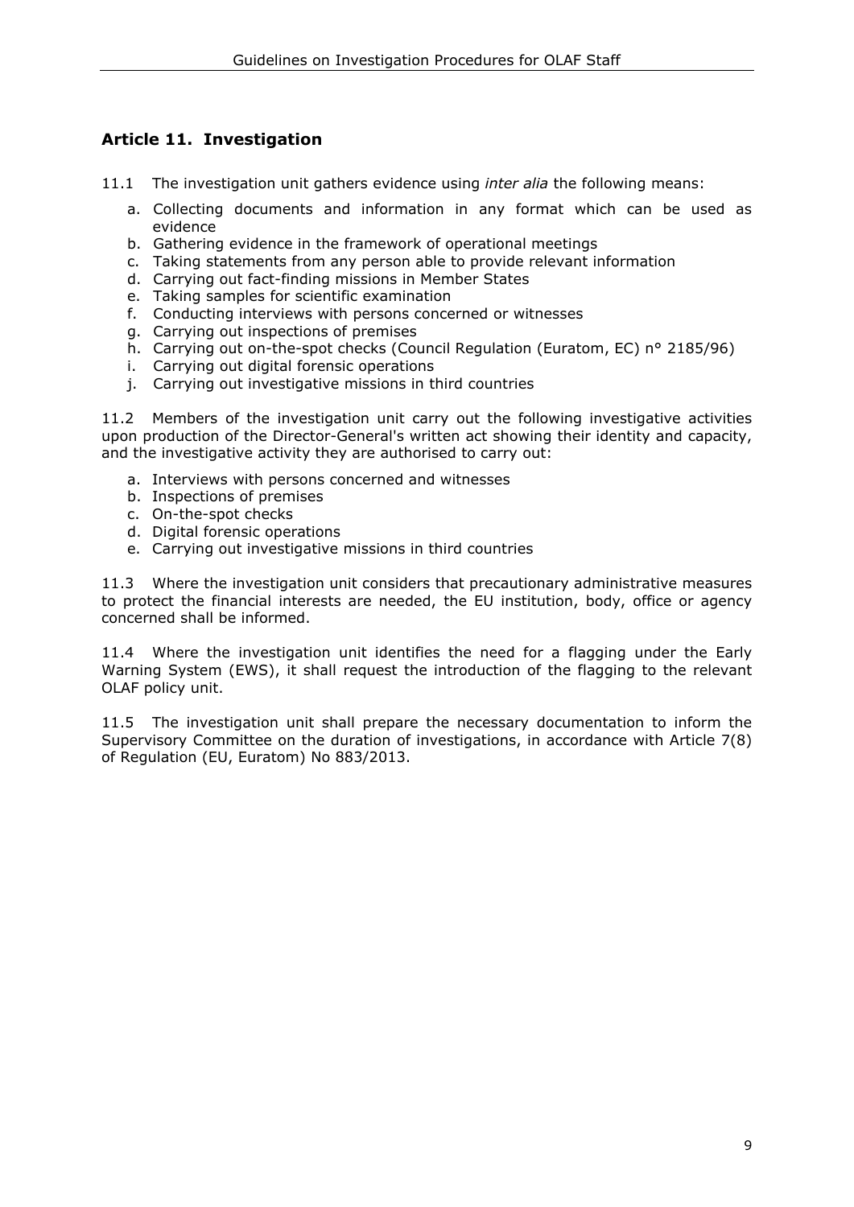## Article 11. Investigation

11.1 The investigation unit gathers evidence using *inter alia* the following means:

a. Collecting documents and information in any format which can be used as evidence
b. Gathering evidence in the framework of operational meetings
c. Taking statements from any person able to provide relevant information
d. Carrying out fact-finding missions in Member States
e. Taking samples for scientific examination
f. Conducting interviews with persons concerned or witnesses
g. Carrying out inspections of premises
h. Carrying out on-the-spot checks (Council Regulation (Euratom, EC) n° 2185/96)
i. Carrying out digital forensic operations
j. Carrying out investigative missions in third countries

11.2 Members of the investigation unit carry out the following investigative activities upon production of the Director-General's written act showing their identity and capacity, and the investigative activity they are authorised to carry out:

a. Interviews with persons concerned and witnesses
b. Inspections of premises
c. On-the-spot checks
d. Digital forensic operations
e. Carrying out investigative missions in third countries

11.3 Where the investigation unit considers that precautionary administrative measures to protect the financial interests are needed, the EU institution, body, office or agency concerned shall be informed.

11.4 Where the investigation unit identifies the need for a flagging under the Early Warning System (EWS), it shall request the introduction of the flagging to the relevant OLAF policy unit.

11.5 The investigation unit shall prepare the necessary documentation to inform the Supervisory Committee on the duration of investigations, in accordance with Article 7(8) of Regulation (EU, Euratom) No 883/2013.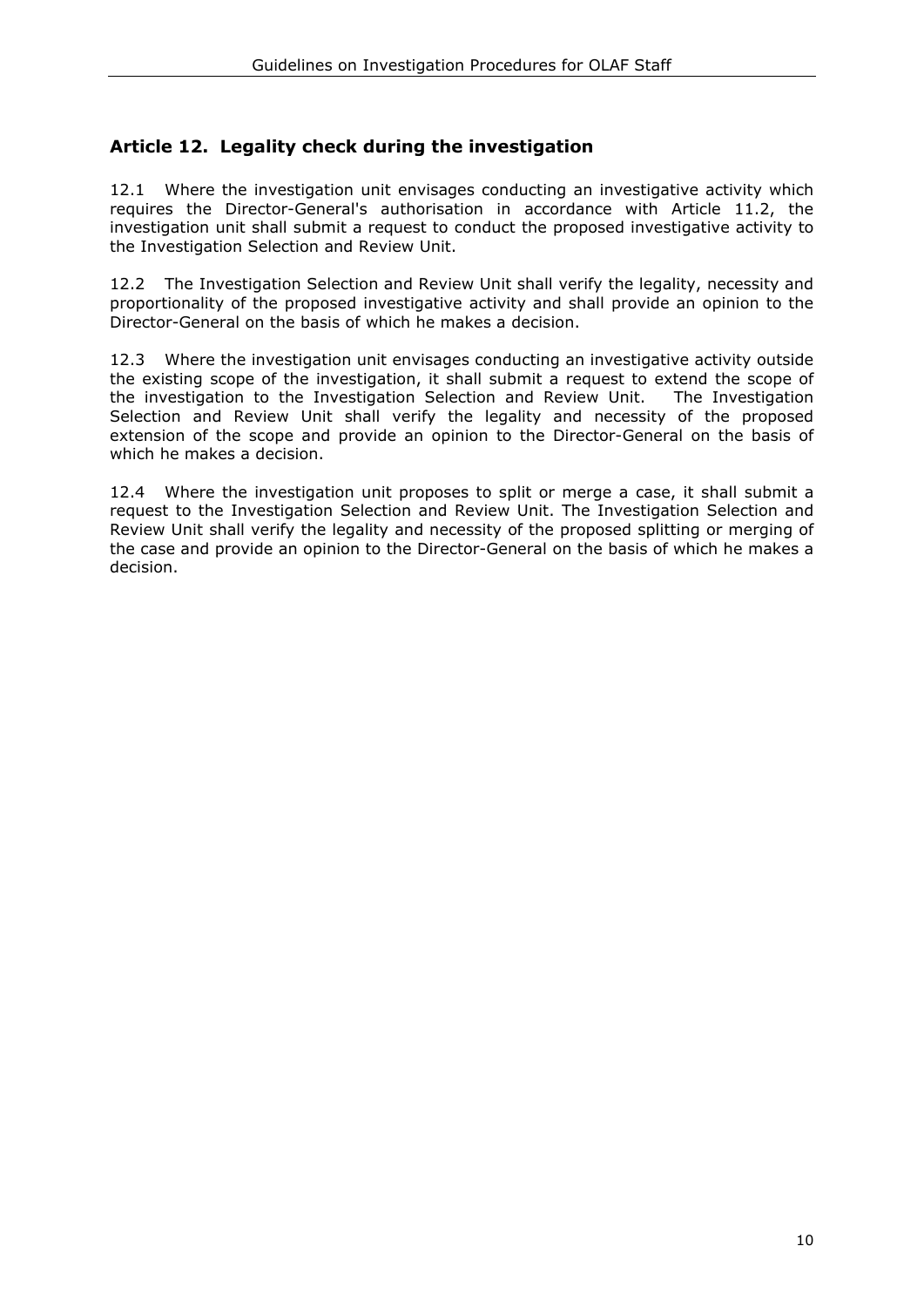## Article 12. Legality check during the investigation

12.1 Where the investigation unit envisages conducting an investigative activity which requires the Director-General's authorisation in accordance with Article 11.2, the investigation unit shall submit a request to conduct the proposed investigative activity to the Investigation Selection and Review Unit.

12.2 The Investigation Selection and Review Unit shall verify the legality, necessity and proportionality of the proposed investigative activity and shall provide an opinion to the Director-General on the basis of which he makes a decision.

12.3 Where the investigation unit envisages conducting an investigative activity outside the existing scope of the investigation, it shall submit a request to extend the scope of the investigation to the Investigation Selection and Review Unit. The Investigation Selection and Review Unit shall verify the legality and necessity of the proposed extension of the scope and provide an opinion to the Director-General on the basis of which he makes a decision.

12.4 Where the investigation unit proposes to split or merge a case, it shall submit a request to the Investigation Selection and Review Unit. The Investigation Selection and Review Unit shall verify the legality and necessity of the proposed splitting or merging of the case and provide an opinion to the Director-General on the basis of which he makes a decision.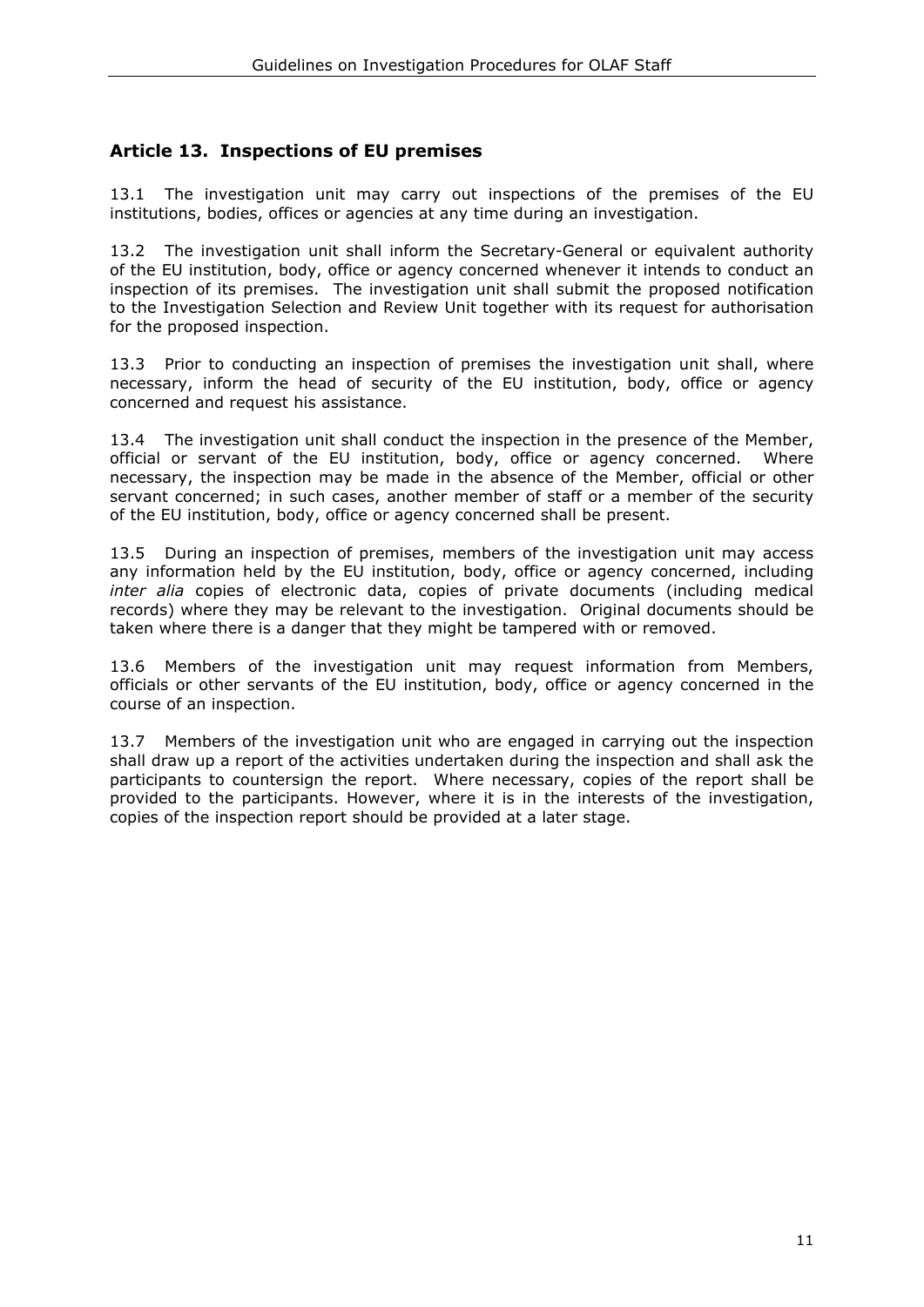## Article 13. Inspections of EU premises

13.1 The investigation unit may carry out inspections of the premises of the EU institutions, bodies, offices or agencies at any time during an investigation.

13.2 The investigation unit shall inform the Secretary-General or equivalent authority of the EU institution, body, office or agency concerned whenever it intends to conduct an inspection of its premises. The investigation unit shall submit the proposed notification to the Investigation Selection and Review Unit together with its request for authorisation for the proposed inspection.

13.3 Prior to conducting an inspection of premises the investigation unit shall, where necessary, inform the head of security of the EU institution, body, office or agency concerned and request his assistance.

13.4 The investigation unit shall conduct the inspection in the presence of the Member, official or servant of the EU institution, body, office or agency concerned. Where necessary, the inspection may be made in the absence of the Member, official or other servant concerned; in such cases, another member of staff or a member of the security of the EU institution, body, office or agency concerned shall be present.

13.5 During an inspection of premises, members of the investigation unit may access any information held by the EU institution, body, office or agency concerned, including *inter alia* copies of electronic data, copies of private documents (including medical records) where they may be relevant to the investigation. Original documents should be taken where there is a danger that they might be tampered with or removed.

13.6 Members of the investigation unit may request information from Members, officials or other servants of the EU institution, body, office or agency concerned in the course of an inspection.

13.7 Members of the investigation unit who are engaged in carrying out the inspection shall draw up a report of the activities undertaken during the inspection and shall ask the participants to countersign the report. Where necessary, copies of the report shall be provided to the participants. However, where it is in the interests of the investigation, copies of the inspection report should be provided at a later stage.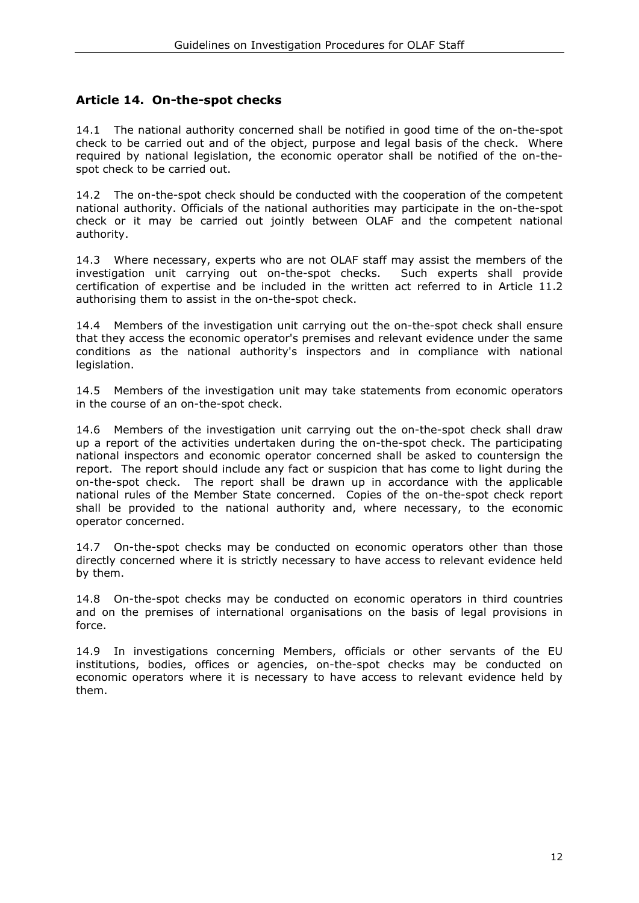## Article 14. On-the-spot checks

14.1 The national authority concerned shall be notified in good time of the on-the-spot check to be carried out and of the object, purpose and legal basis of the check. Where required by national legislation, the economic operator shall be notified of the on-the-spot check to be carried out.

14.2 The on-the-spot check should be conducted with the cooperation of the competent national authority. Officials of the national authorities may participate in the on-the-spot check or it may be carried out jointly between OLAF and the competent national authority.

14.3 Where necessary, experts who are not OLAF staff may assist the members of the investigation unit carrying out on-the-spot checks. Such experts shall provide certification of expertise and be included in the written act referred to in Article 11.2 authorising them to assist in the on-the-spot check.

14.4 Members of the investigation unit carrying out the on-the-spot check shall ensure that they access the economic operator's premises and relevant evidence under the same conditions as the national authority's inspectors and in compliance with national legislation.

14.5 Members of the investigation unit may take statements from economic operators in the course of an on-the-spot check.

14.6 Members of the investigation unit carrying out the on-the-spot check shall draw up a report of the activities undertaken during the on-the-spot check. The participating national inspectors and economic operator concerned shall be asked to countersign the report. The report should include any fact or suspicion that has come to light during the on-the-spot check. The report shall be drawn up in accordance with the applicable national rules of the Member State concerned. Copies of the on-the-spot check report shall be provided to the national authority and, where necessary, to the economic operator concerned.

14.7 On-the-spot checks may be conducted on economic operators other than those directly concerned where it is strictly necessary to have access to relevant evidence held by them.

14.8 On-the-spot checks may be conducted on economic operators in third countries and on the premises of international organisations on the basis of legal provisions in force.

14.9 In investigations concerning Members, officials or other servants of the EU institutions, bodies, offices or agencies, on-the-spot checks may be conducted on economic operators where it is necessary to have access to relevant evidence held by them.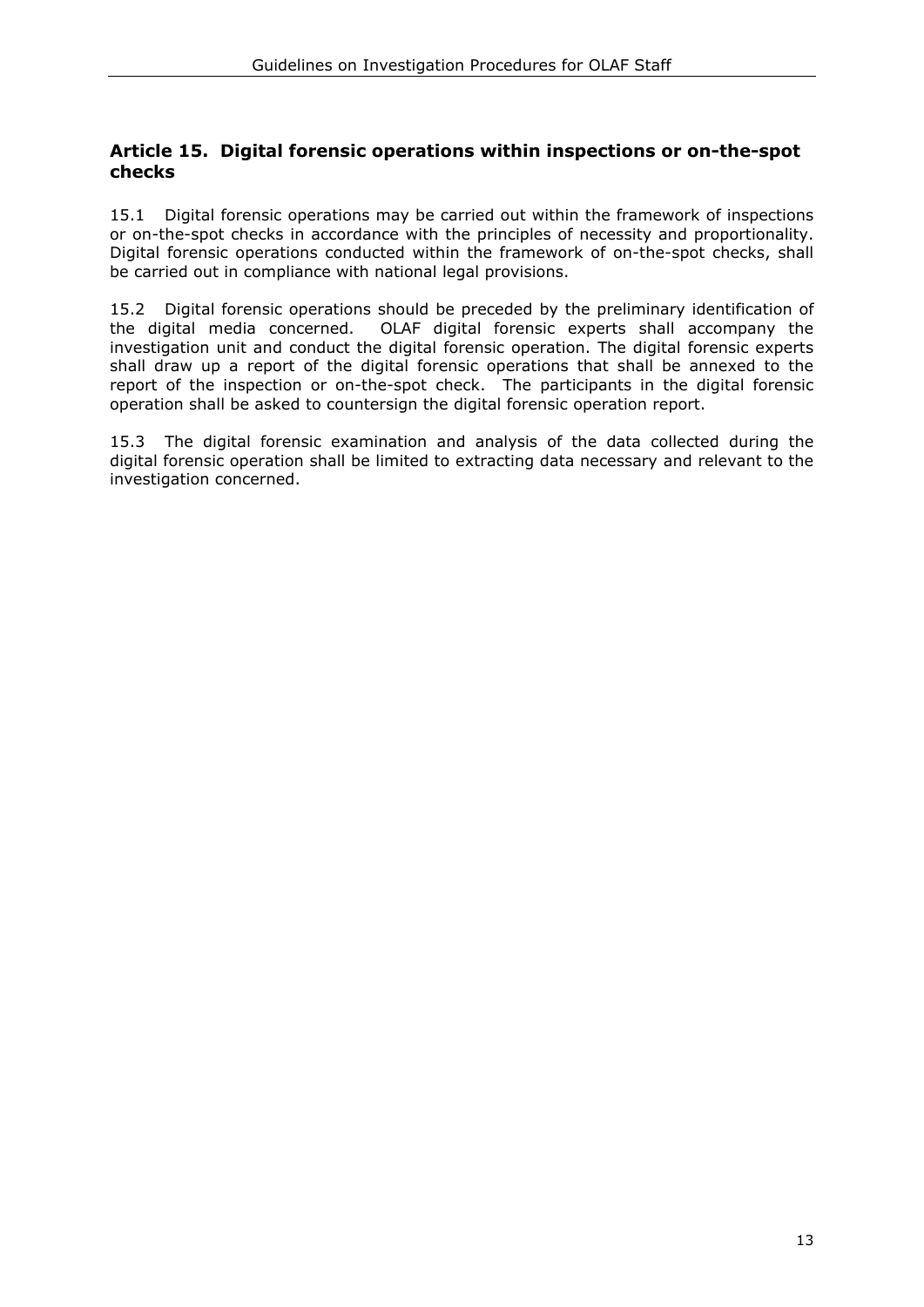## Article 15. Digital forensic operations within inspections or on-the-spot checks

15.1 Digital forensic operations may be carried out within the framework of inspections or on-the-spot checks in accordance with the principles of necessity and proportionality. Digital forensic operations conducted within the framework of on-the-spot checks, shall be carried out in compliance with national legal provisions.

15.2 Digital forensic operations should be preceded by the preliminary identification of the digital media concerned. OLAF digital forensic experts shall accompany the investigation unit and conduct the digital forensic operation. The digital forensic experts shall draw up a report of the digital forensic operations that shall be annexed to the report of the inspection or on-the-spot check. The participants in the digital forensic operation shall be asked to countersign the digital forensic operation report.

15.3 The digital forensic examination and analysis of the data collected during the digital forensic operation shall be limited to extracting data necessary and relevant to the investigation concerned.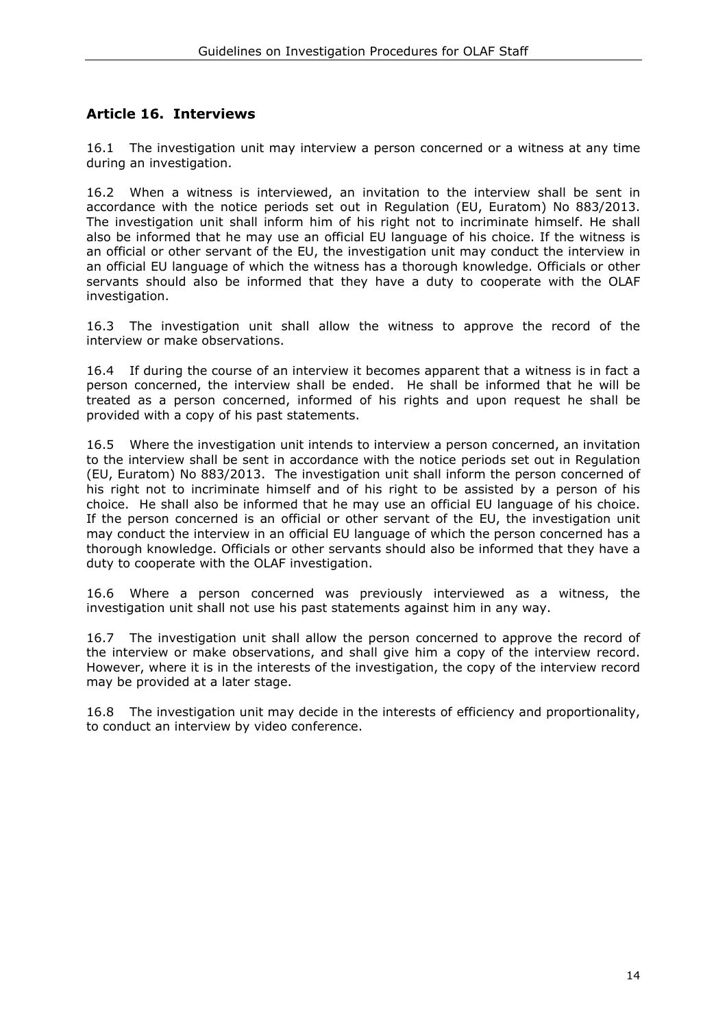## Article 16. Interviews

16.1 The investigation unit may interview a person concerned or a witness at any time during an investigation.

16.2 When a witness is interviewed, an invitation to the interview shall be sent in accordance with the notice periods set out in Regulation (EU, Euratom) No 883/2013. The investigation unit shall inform him of his right not to incriminate himself. He shall also be informed that he may use an official EU language of his choice. If the witness is an official or other servant of the EU, the investigation unit may conduct the interview in an official EU language of which the witness has a thorough knowledge. Officials or other servants should also be informed that they have a duty to cooperate with the OLAF investigation.

16.3 The investigation unit shall allow the witness to approve the record of the interview or make observations.

16.4 If during the course of an interview it becomes apparent that a witness is in fact a person concerned, the interview shall be ended. He shall be informed that he will be treated as a person concerned, informed of his rights and upon request he shall be provided with a copy of his past statements.

16.5 Where the investigation unit intends to interview a person concerned, an invitation to the interview shall be sent in accordance with the notice periods set out in Regulation (EU, Euratom) No 883/2013. The investigation unit shall inform the person concerned of his right not to incriminate himself and of his right to be assisted by a person of his choice. He shall also be informed that he may use an official EU language of his choice. If the person concerned is an official or other servant of the EU, the investigation unit may conduct the interview in an official EU language of which the person concerned has a thorough knowledge. Officials or other servants should also be informed that they have a duty to cooperate with the OLAF investigation.

16.6 Where a person concerned was previously interviewed as a witness, the investigation unit shall not use his past statements against him in any way.

16.7 The investigation unit shall allow the person concerned to approve the record of the interview or make observations, and shall give him a copy of the interview record. However, where it is in the interests of the investigation, the copy of the interview record may be provided at a later stage.

16.8 The investigation unit may decide in the interests of efficiency and proportionality, to conduct an interview by video conference.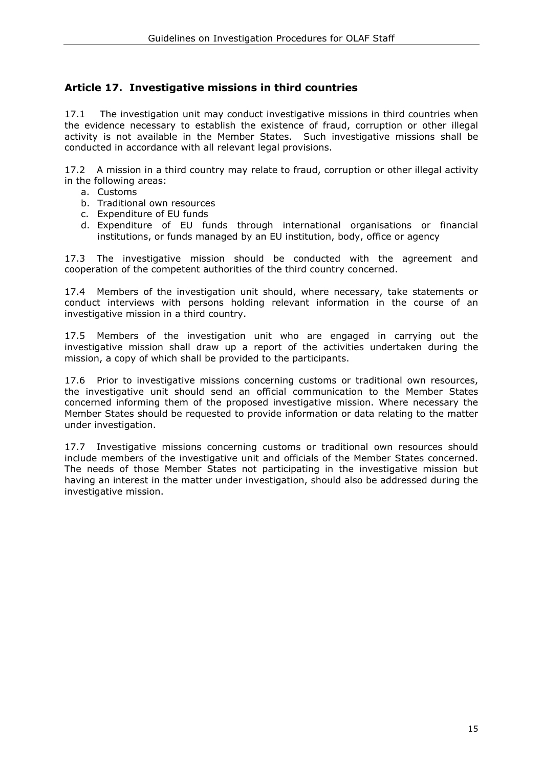## Article 17. Investigative missions in third countries

17.1 The investigation unit may conduct investigative missions in third countries when the evidence necessary to establish the existence of fraud, corruption or other illegal activity is not available in the Member States. Such investigative missions shall be conducted in accordance with all relevant legal provisions.

17.2 A mission in a third country may relate to fraud, corruption or other illegal activity in the following areas:

a. Customs
b. Traditional own resources
c. Expenditure of EU funds
d. Expenditure of EU funds through international organisations or financial institutions, or funds managed by an EU institution, body, office or agency

17.3 The investigative mission should be conducted with the agreement and cooperation of the competent authorities of the third country concerned.

17.4 Members of the investigation unit should, where necessary, take statements or conduct interviews with persons holding relevant information in the course of an investigative mission in a third country.

17.5 Members of the investigation unit who are engaged in carrying out the investigative mission shall draw up a report of the activities undertaken during the mission, a copy of which shall be provided to the participants.

17.6 Prior to investigative missions concerning customs or traditional own resources, the investigative unit should send an official communication to the Member States concerned informing them of the proposed investigative mission. Where necessary the Member States should be requested to provide information or data relating to the matter under investigation.

17.7 Investigative missions concerning customs or traditional own resources should include members of the investigative unit and officials of the Member States concerned. The needs of those Member States not participating in the investigative mission but having an interest in the matter under investigation, should also be addressed during the investigative mission.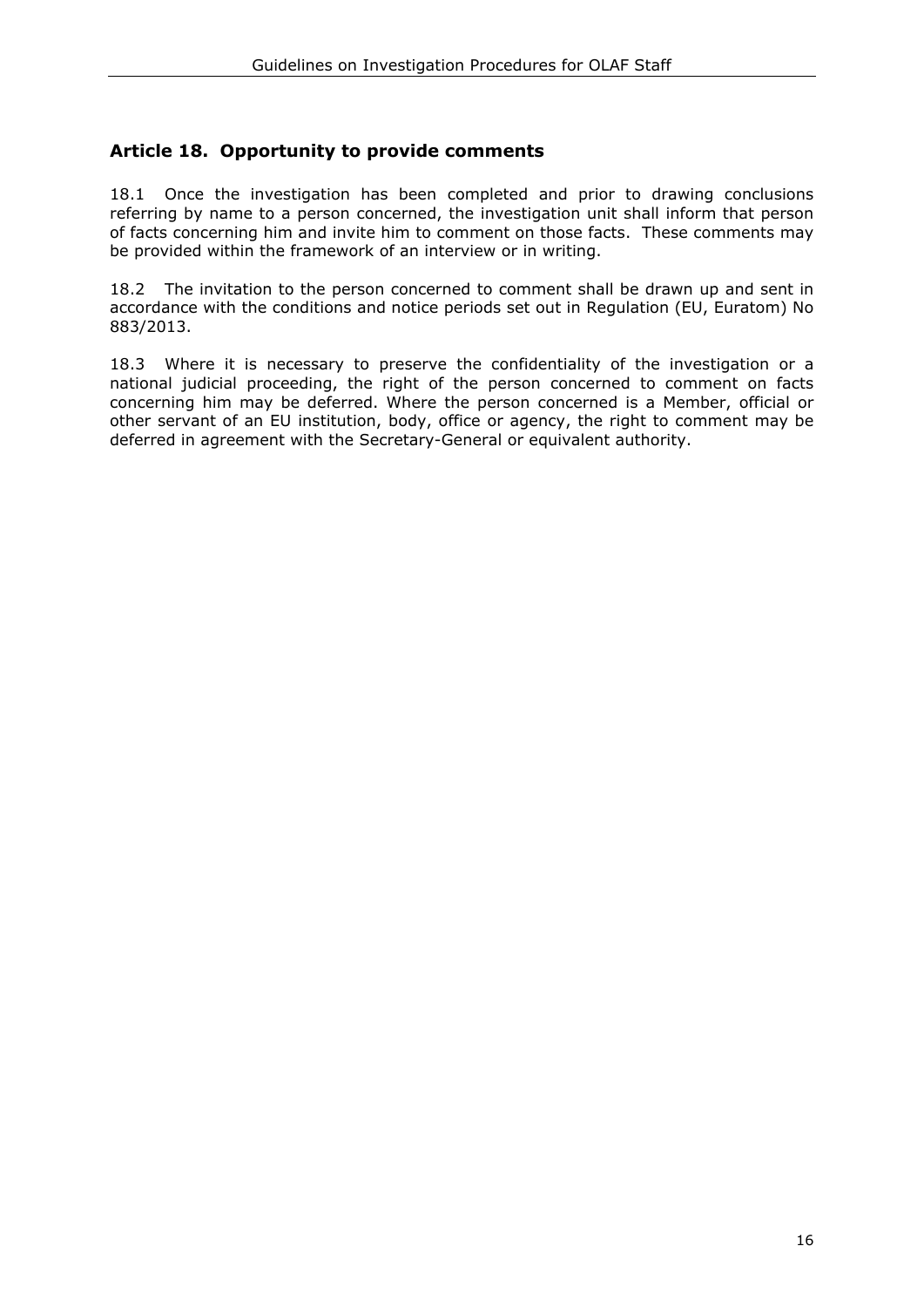## Article 18. Opportunity to provide comments

18.1 Once the investigation has been completed and prior to drawing conclusions referring by name to a person concerned, the investigation unit shall inform that person of facts concerning him and invite him to comment on those facts. These comments may be provided within the framework of an interview or in writing.

18.2 The invitation to the person concerned to comment shall be drawn up and sent in accordance with the conditions and notice periods set out in Regulation (EU, Euratom) No 883/2013.

18.3 Where it is necessary to preserve the confidentiality of the investigation or a national judicial proceeding, the right of the person concerned to comment on facts concerning him may be deferred. Where the person concerned is a Member, official or other servant of an EU institution, body, office or agency, the right to comment may be deferred in agreement with the Secretary-General or equivalent authority.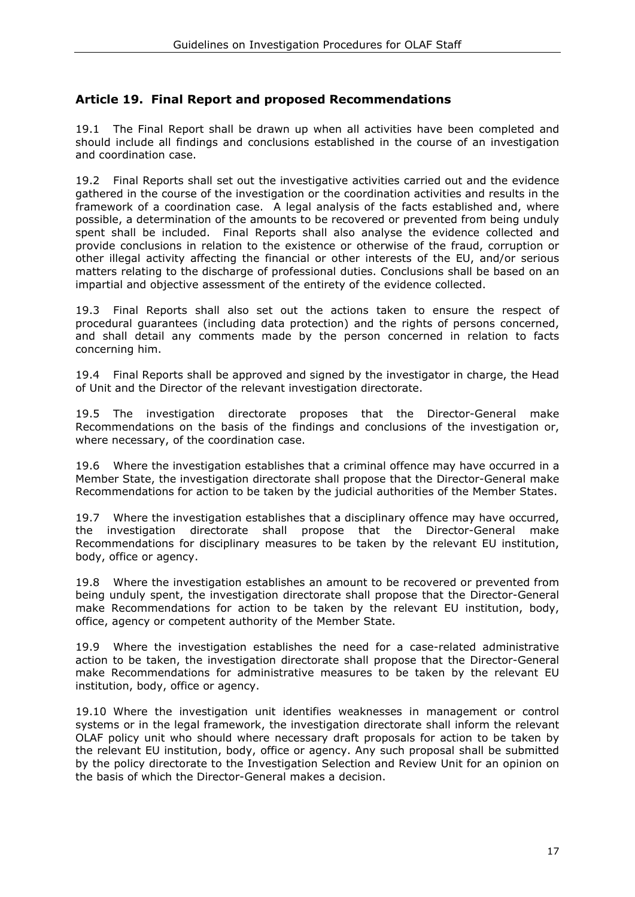## Article 19. Final Report and proposed Recommendations

19.1 The Final Report shall be drawn up when all activities have been completed and should include all findings and conclusions established in the course of an investigation and coordination case.

19.2 Final Reports shall set out the investigative activities carried out and the evidence gathered in the course of the investigation or the coordination activities and results in the framework of a coordination case. A legal analysis of the facts established and, where possible, a determination of the amounts to be recovered or prevented from being unduly spent shall be included. Final Reports shall also analyse the evidence collected and provide conclusions in relation to the existence or otherwise of the fraud, corruption or other illegal activity affecting the financial or other interests of the EU, and/or serious matters relating to the discharge of professional duties. Conclusions shall be based on an impartial and objective assessment of the entirety of the evidence collected.

19.3 Final Reports shall also set out the actions taken to ensure the respect of procedural guarantees (including data protection) and the rights of persons concerned, and shall detail any comments made by the person concerned in relation to facts concerning him.

19.4 Final Reports shall be approved and signed by the investigator in charge, the Head of Unit and the Director of the relevant investigation directorate.

19.5 The investigation directorate proposes that the Director-General make Recommendations on the basis of the findings and conclusions of the investigation or, where necessary, of the coordination case.

19.6 Where the investigation establishes that a criminal offence may have occurred in a Member State, the investigation directorate shall propose that the Director-General make Recommendations for action to be taken by the judicial authorities of the Member States.

19.7 Where the investigation establishes that a disciplinary offence may have occurred, the investigation directorate shall propose that the Director-General make Recommendations for disciplinary measures to be taken by the relevant EU institution, body, office or agency.

19.8 Where the investigation establishes an amount to be recovered or prevented from being unduly spent, the investigation directorate shall propose that the Director-General make Recommendations for action to be taken by the relevant EU institution, body, office, agency or competent authority of the Member State.

19.9 Where the investigation establishes the need for a case-related administrative action to be taken, the investigation directorate shall propose that the Director-General make Recommendations for administrative measures to be taken by the relevant EU institution, body, office or agency.

19.10 Where the investigation unit identifies weaknesses in management or control systems or in the legal framework, the investigation directorate shall inform the relevant OLAF policy unit who should where necessary draft proposals for action to be taken by the relevant EU institution, body, office or agency. Any such proposal shall be submitted by the policy directorate to the Investigation Selection and Review Unit for an opinion on the basis of which the Director-General makes a decision.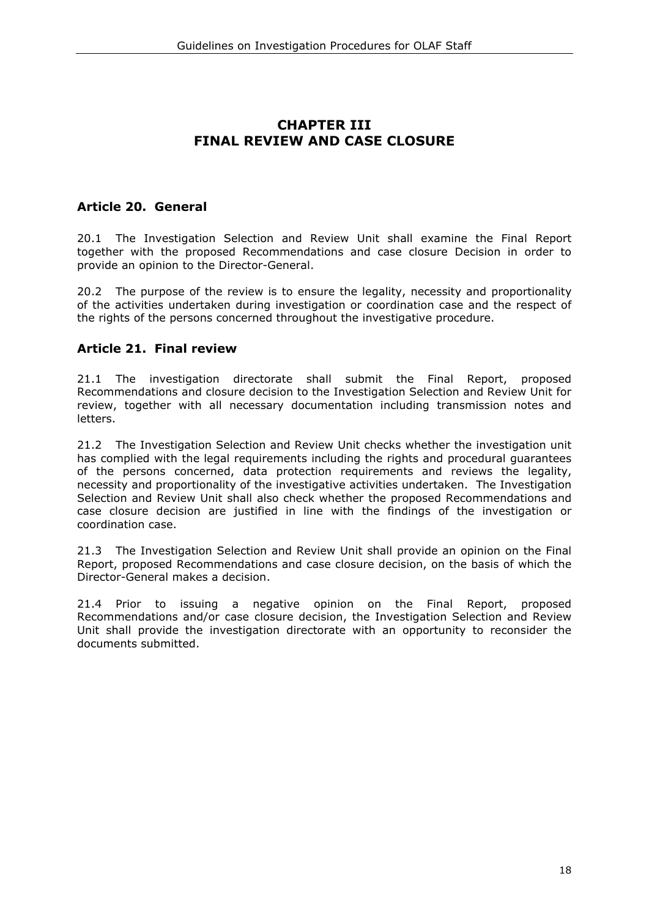# CHAPTER III
# FINAL REVIEW AND CASE CLOSURE

## Article 20. General

20.1 The Investigation Selection and Review Unit shall examine the Final Report together with the proposed Recommendations and case closure Decision in order to provide an opinion to the Director-General.

20.2 The purpose of the review is to ensure the legality, necessity and proportionality of the activities undertaken during investigation or coordination case and the respect of the rights of the persons concerned throughout the investigative procedure.

## Article 21. Final review

21.1 The investigation directorate shall submit the Final Report, proposed Recommendations and closure decision to the Investigation Selection and Review Unit for review, together with all necessary documentation including transmission notes and letters.

21.2 The Investigation Selection and Review Unit checks whether the investigation unit has complied with the legal requirements including the rights and procedural guarantees of the persons concerned, data protection requirements and reviews the legality, necessity and proportionality of the investigative activities undertaken. The Investigation Selection and Review Unit shall also check whether the proposed Recommendations and case closure decision are justified in line with the findings of the investigation or coordination case.

21.3 The Investigation Selection and Review Unit shall provide an opinion on the Final Report, proposed Recommendations and case closure decision, on the basis of which the Director-General makes a decision.

21.4 Prior to issuing a negative opinion on the Final Report, proposed Recommendations and/or case closure decision, the Investigation Selection and Review Unit shall provide the investigation directorate with an opportunity to reconsider the documents submitted.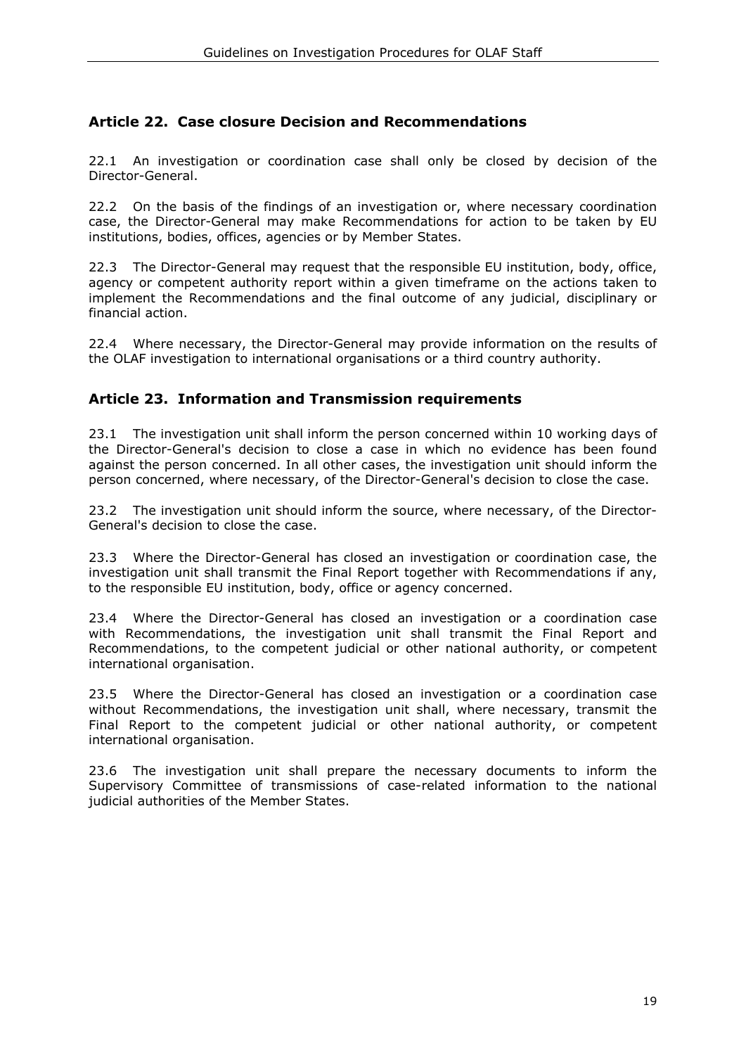## Article 22. Case closure Decision and Recommendations

22.1 An investigation or coordination case shall only be closed by decision of the Director-General.

22.2 On the basis of the findings of an investigation or, where necessary coordination case, the Director-General may make Recommendations for action to be taken by EU institutions, bodies, offices, agencies or by Member States.

22.3 The Director-General may request that the responsible EU institution, body, office, agency or competent authority report within a given timeframe on the actions taken to implement the Recommendations and the final outcome of any judicial, disciplinary or financial action.

22.4 Where necessary, the Director-General may provide information on the results of the OLAF investigation to international organisations or a third country authority.

## Article 23. Information and Transmission requirements

23.1 The investigation unit shall inform the person concerned within 10 working days of the Director-General's decision to close a case in which no evidence has been found against the person concerned. In all other cases, the investigation unit should inform the person concerned, where necessary, of the Director-General's decision to close the case.

23.2 The investigation unit should inform the source, where necessary, of the Director-General's decision to close the case.

23.3 Where the Director-General has closed an investigation or coordination case, the investigation unit shall transmit the Final Report together with Recommendations if any, to the responsible EU institution, body, office or agency concerned.

23.4 Where the Director-General has closed an investigation or a coordination case with Recommendations, the investigation unit shall transmit the Final Report and Recommendations, to the competent judicial or other national authority, or competent international organisation.

23.5 Where the Director-General has closed an investigation or a coordination case without Recommendations, the investigation unit shall, where necessary, transmit the Final Report to the competent judicial or other national authority, or competent international organisation.

23.6 The investigation unit shall prepare the necessary documents to inform the Supervisory Committee of transmissions of case-related information to the national judicial authorities of the Member States.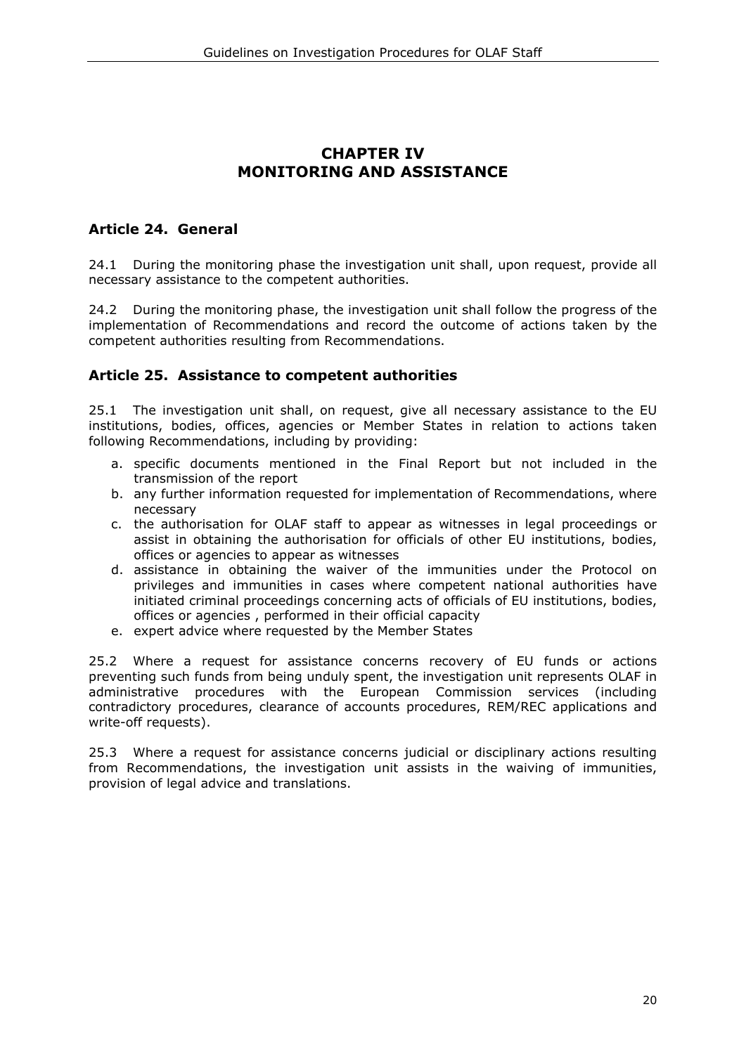# CHAPTER IV
# MONITORING AND ASSISTANCE

## Article 24. General

24.1 During the monitoring phase the investigation unit shall, upon request, provide all necessary assistance to the competent authorities.

24.2 During the monitoring phase, the investigation unit shall follow the progress of the implementation of Recommendations and record the outcome of actions taken by the competent authorities resulting from Recommendations.

## Article 25. Assistance to competent authorities

25.1 The investigation unit shall, on request, give all necessary assistance to the EU institutions, bodies, offices, agencies or Member States in relation to actions taken following Recommendations, including by providing:

a. specific documents mentioned in the Final Report but not included in the transmission of the report
b. any further information requested for implementation of Recommendations, where necessary
c. the authorisation for OLAF staff to appear as witnesses in legal proceedings or assist in obtaining the authorisation for officials of other EU institutions, bodies, offices or agencies to appear as witnesses
d. assistance in obtaining the waiver of the immunities under the Protocol on privileges and immunities in cases where competent national authorities have initiated criminal proceedings concerning acts of officials of EU institutions, bodies, offices or agencies , performed in their official capacity
e. expert advice where requested by the Member States

25.2 Where a request for assistance concerns recovery of EU funds or actions preventing such funds from being unduly spent, the investigation unit represents OLAF in administrative procedures with the European Commission services (including contradictory procedures, clearance of accounts procedures, REM/REC applications and write-off requests).

25.3 Where a request for assistance concerns judicial or disciplinary actions resulting from Recommendations, the investigation unit assists in the waiving of immunities, provision of legal advice and translations.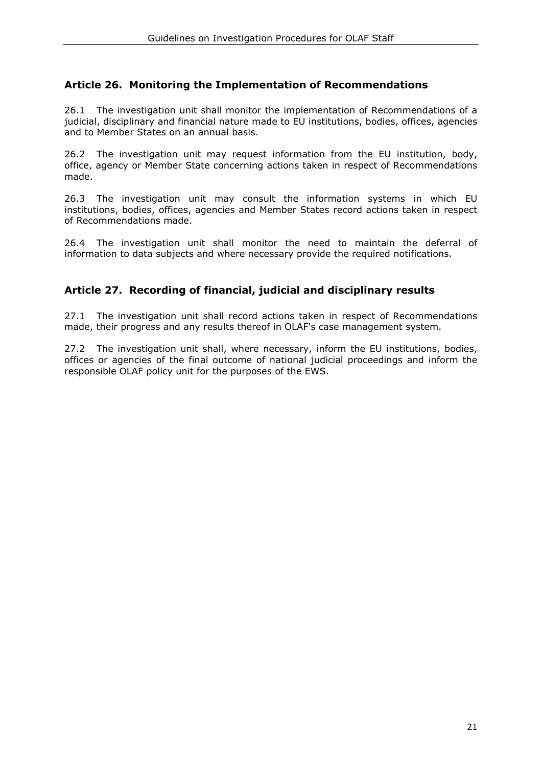## Article 26. Monitoring the Implementation of Recommendations

26.1 The investigation unit shall monitor the implementation of Recommendations of a judicial, disciplinary and financial nature made to EU institutions, bodies, offices, agencies and to Member States on an annual basis.

26.2 The investigation unit may request information from the EU institution, body, office, agency or Member State concerning actions taken in respect of Recommendations made.

26.3 The investigation unit may consult the information systems in which EU institutions, bodies, offices, agencies and Member States record actions taken in respect of Recommendations made.

26.4 The investigation unit shall monitor the need to maintain the deferral of information to data subjects and where necessary provide the required notifications.

## Article 27. Recording of financial, judicial and disciplinary results

27.1 The investigation unit shall record actions taken in respect of Recommendations made, their progress and any results thereof in OLAF's case management system.

27.2 The investigation unit shall, where necessary, inform the EU institutions, bodies, offices or agencies of the final outcome of national judicial proceedings and inform the responsible OLAF policy unit for the purposes of the EWS.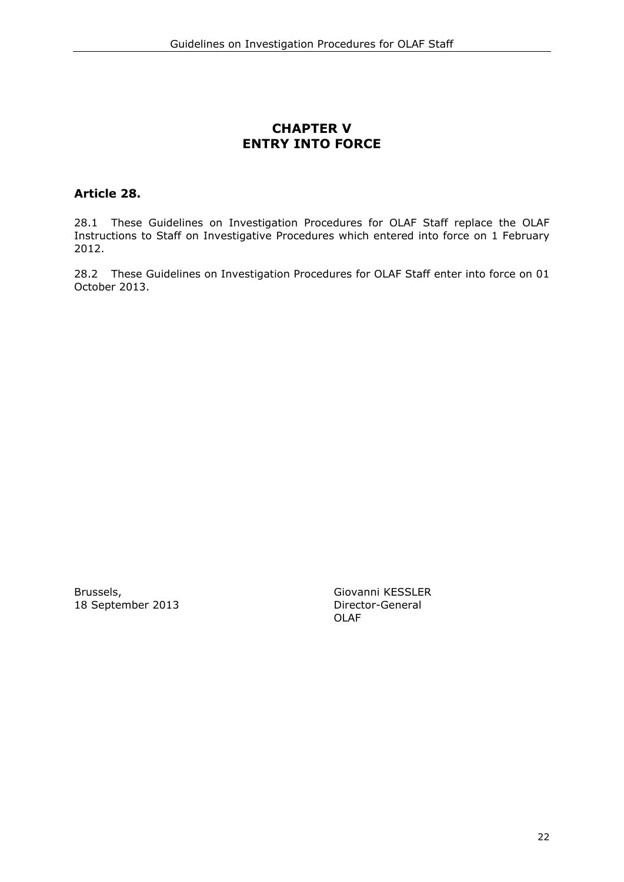# CHAPTER V
# ENTRY INTO FORCE

## Article 28.

28.1 These Guidelines on Investigation Procedures for OLAF Staff replace the OLAF Instructions to Staff on Investigative Procedures which entered into force on 1 February 2012.

28.2 These Guidelines on Investigation Procedures for OLAF Staff enter into force on 01 October 2013.

Brussels,
18 September 2013

Giovanni KESSLER
Director-General
OLAF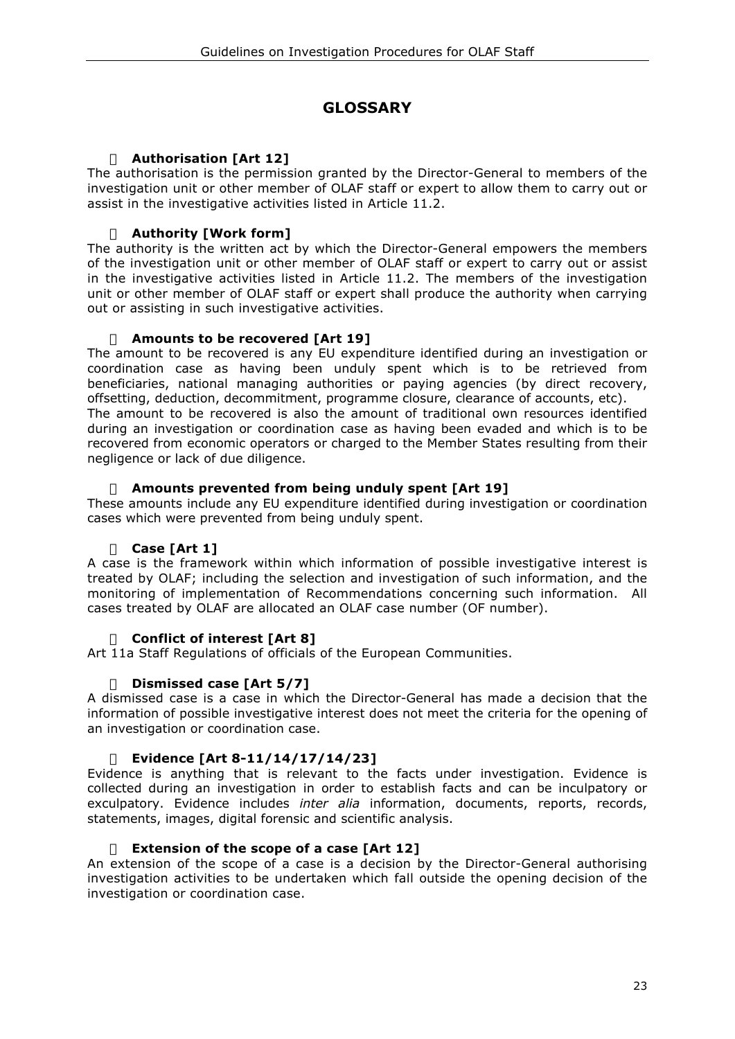# GLOSSARY

- **Authorisation [Art 12]**

The authorisation is the permission granted by the Director-General to members of the investigation unit or other member of OLAF staff or expert to allow them to carry out or assist in the investigative activities listed in Article 11.2.

- **Authority [Work form]**

The authority is the written act by which the Director-General empowers the members of the investigation unit or other member of OLAF staff or expert to carry out or assist in the investigative activities listed in Article 11.2. The members of the investigation unit or other member of OLAF staff or expert shall produce the authority when carrying out or assisting in such investigative activities.

- **Amounts to be recovered [Art 19]**

The amount to be recovered is any EU expenditure identified during an investigation or coordination case as having been unduly spent which is to be retrieved from beneficiaries, national managing authorities or paying agencies (by direct recovery, offsetting, deduction, decommitment, programme closure, clearance of accounts, etc).
The amount to be recovered is also the amount of traditional own resources identified during an investigation or coordination case as having been evaded and which is to be recovered from economic operators or charged to the Member States resulting from their negligence or lack of due diligence.

- **Amounts prevented from being unduly spent [Art 19]**

These amounts include any EU expenditure identified during investigation or coordination cases which were prevented from being unduly spent.

- **Case [Art 1]**

A case is the framework within which information of possible investigative interest is treated by OLAF; including the selection and investigation of such information, and the monitoring of implementation of Recommendations concerning such information. All cases treated by OLAF are allocated an OLAF case number (OF number).

- **Conflict of interest [Art 8]**

Art 11a Staff Regulations of officials of the European Communities.

- **Dismissed case [Art 5/7]**

A dismissed case is a case in which the Director-General has made a decision that the information of possible investigative interest does not meet the criteria for the opening of an investigation or coordination case.

- **Evidence [Art 8-11/14/17/14/23]**

Evidence is anything that is relevant to the facts under investigation. Evidence is collected during an investigation in order to establish facts and can be inculpatory or exculpatory. Evidence includes *inter alia* information, documents, reports, records, statements, images, digital forensic and scientific analysis.

- **Extension of the scope of a case [Art 12]**

An extension of the scope of a case is a decision by the Director-General authorising investigation activities to be undertaken which fall outside the opening decision of the investigation or coordination case.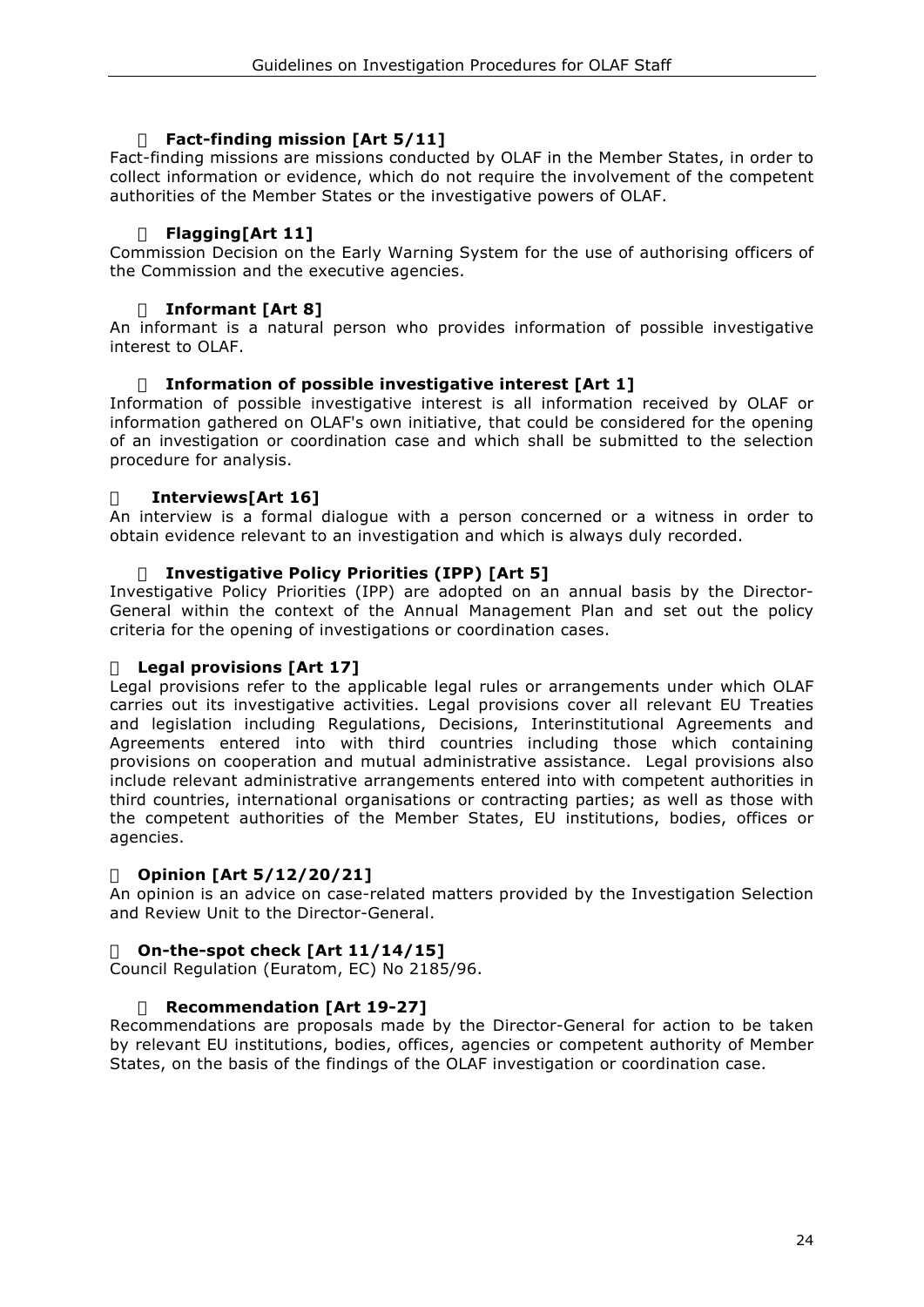- **Fact-finding mission [Art 5/11]**

Fact-finding missions are missions conducted by OLAF in the Member States, in order to collect information or evidence, which do not require the involvement of the competent authorities of the Member States or the investigative powers of OLAF.

- **Flagging[Art 11]**

Commission Decision on the Early Warning System for the use of authorising officers of the Commission and the executive agencies.

- **Informant [Art 8]**

An informant is a natural person who provides information of possible investigative interest to OLAF.

- **Information of possible investigative interest [Art 1]**

Information of possible investigative interest is all information received by OLAF or information gathered on OLAF's own initiative, that could be considered for the opening of an investigation or coordination case and which shall be submitted to the selection procedure for analysis.

- **Interviews[Art 16]**

An interview is a formal dialogue with a person concerned or a witness in order to obtain evidence relevant to an investigation and which is always duly recorded.

- **Investigative Policy Priorities (IPP) [Art 5]**

Investigative Policy Priorities (IPP) are adopted on an annual basis by the Director-General within the context of the Annual Management Plan and set out the policy criteria for the opening of investigations or coordination cases.

- **Legal provisions [Art 17]**

Legal provisions refer to the applicable legal rules or arrangements under which OLAF carries out its investigative activities. Legal provisions cover all relevant EU Treaties and legislation including Regulations, Decisions, Interinstitutional Agreements and Agreements entered into with third countries including those which containing provisions on cooperation and mutual administrative assistance. Legal provisions also include relevant administrative arrangements entered into with competent authorities in third countries, international organisations or contracting parties; as well as those with the competent authorities of the Member States, EU institutions, bodies, offices or agencies.

- **Opinion [Art 5/12/20/21]**

An opinion is an advice on case-related matters provided by the Investigation Selection and Review Unit to the Director-General.

- **On-the-spot check [Art 11/14/15]**

Council Regulation (Euratom, EC) No 2185/96.

- **Recommendation [Art 19-27]**

Recommendations are proposals made by the Director-General for action to be taken by relevant EU institutions, bodies, offices, agencies or competent authority of Member States, on the basis of the findings of the OLAF investigation or coordination case.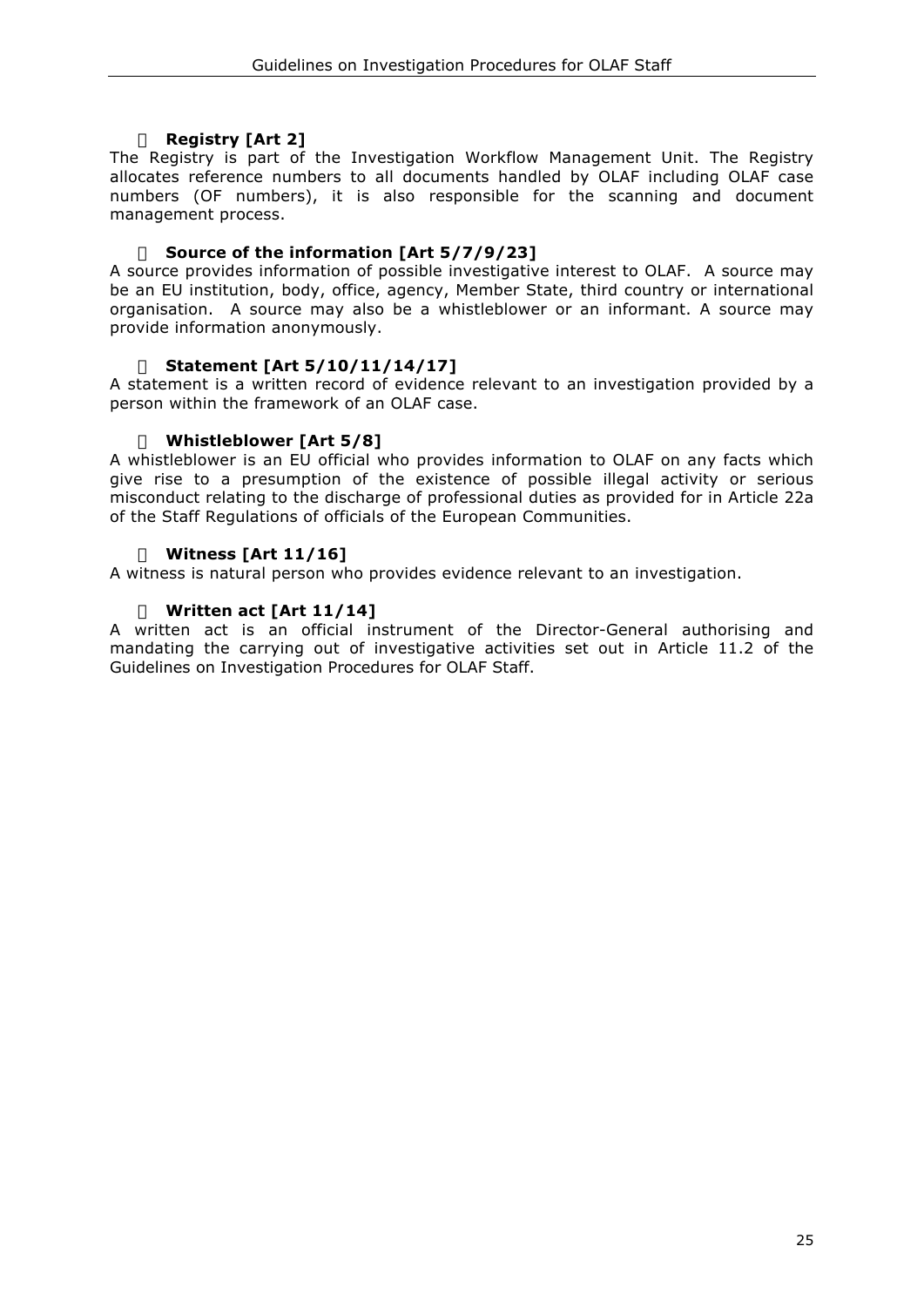- **Registry [Art 2]**

The Registry is part of the Investigation Workflow Management Unit. The Registry allocates reference numbers to all documents handled by OLAF including OLAF case numbers (OF numbers), it is also responsible for the scanning and document management process.

- **Source of the information [Art 5/7/9/23]**

A source provides information of possible investigative interest to OLAF. A source may be an EU institution, body, office, agency, Member State, third country or international organisation. A source may also be a whistleblower or an informant. A source may provide information anonymously.

- **Statement [Art 5/10/11/14/17]**

A statement is a written record of evidence relevant to an investigation provided by a person within the framework of an OLAF case.

- **Whistleblower [Art 5/8]**

A whistleblower is an EU official who provides information to OLAF on any facts which give rise to a presumption of the existence of possible illegal activity or serious misconduct relating to the discharge of professional duties as provided for in Article 22a of the Staff Regulations of officials of the European Communities.

- **Witness [Art 11/16]**

A witness is natural person who provides evidence relevant to an investigation.

- **Written act [Art 11/14]**

A written act is an official instrument of the Director-General authorising and mandating the carrying out of investigative activities set out in Article 11.2 of the Guidelines on Investigation Procedures for OLAF Staff.